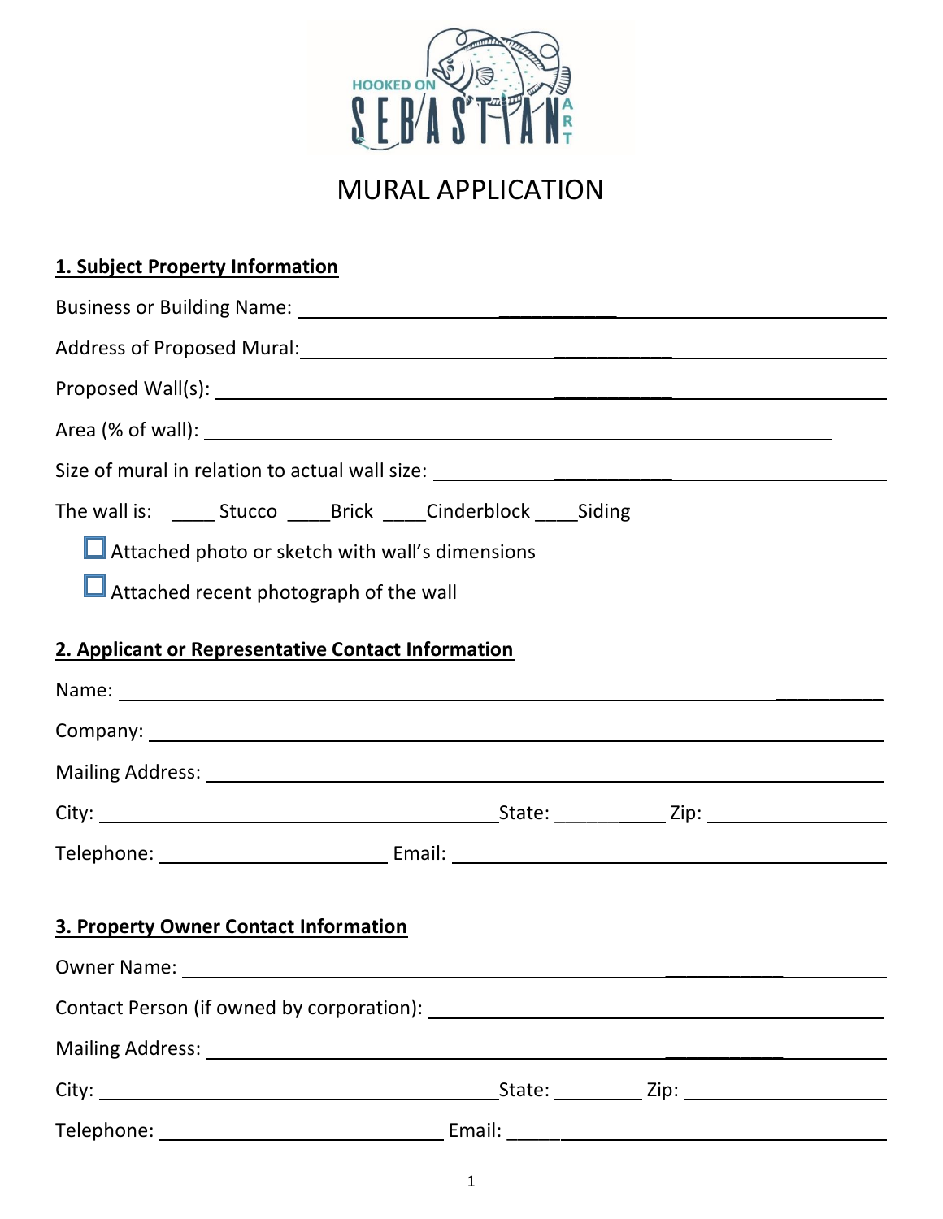HOOKED ON SEBASTIAN ART

# MURAL APPLICATION

## 1. Subject Property Information

Business or Building Name: ______________________________

Address of Proposed Mural: ______________________________

Proposed Wall(s): ______________________________

Area (% of wall): ______________________________

Size of mural in relation to actual wall size: ______________________________

The wall is: ____ Stucco ____Brick ____Cinderblock ____Siding

☐ Attached photo or sketch with wall's dimensions

☐ Attached recent photograph of the wall

## 2. Applicant or Representative Contact Information

Name: ______________________________

Company: ______________________________

Mailing Address: ______________________________

City: ______________________________ State: ___________ Zip: ______________

Telephone: ____________________ Email: ______________________________

## 3. Property Owner Contact Information

Owner Name: ______________________________

Contact Person (if owned by corporation): ______________________________

Mailing Address: ______________________________

City: ______________________________ State: _________ Zip: ______________

Telephone: ____________________ Email: ______________________________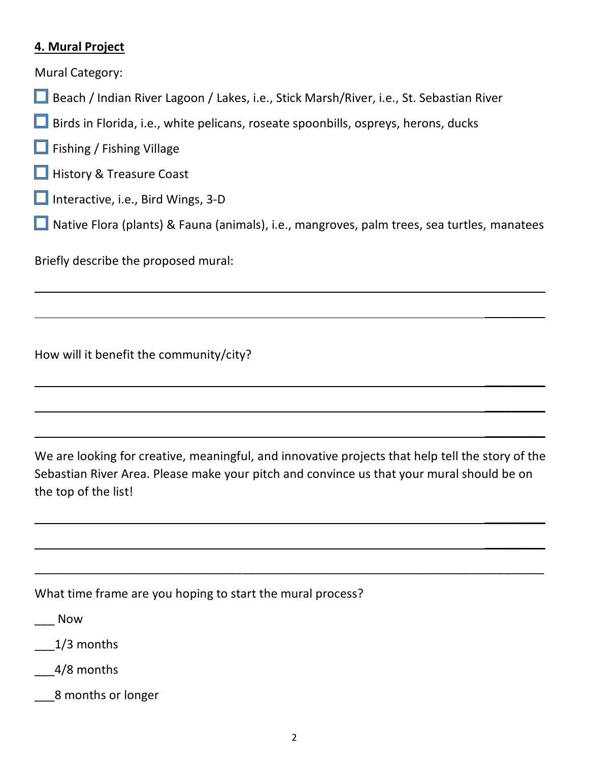**4. Mural Project**

Mural Category:

- ☐ Beach / Indian River Lagoon / Lakes, i.e., Stick Marsh/River, i.e., St. Sebastian River
- ☐ Birds in Florida, i.e., white pelicans, roseate spoonbills, ospreys, herons, ducks
- ☐ Fishing / Fishing Village
- ☐ History & Treasure Coast
- ☐ Interactive, i.e., Bird Wings, 3-D
- ☐ Native Flora (plants) & Fauna (animals), i.e., mangroves, palm trees, sea turtles, manatees

Briefly describe the proposed mural:

______________________________________________________________________________

______________________________________________________________________________

How will it benefit the community/city?

______________________________________________________________________________

______________________________________________________________________________

______________________________________________________________________________

We are looking for creative, meaningful, and innovative projects that help tell the story of the Sebastian River Area. Please make your pitch and convince us that your mural should be on the top of the list!

______________________________________________________________________________

______________________________________________________________________________

______________________________________________________________________________

What time frame are you hoping to start the mural process?

___ Now

___1/3 months

___4/8 months

___8 months or longer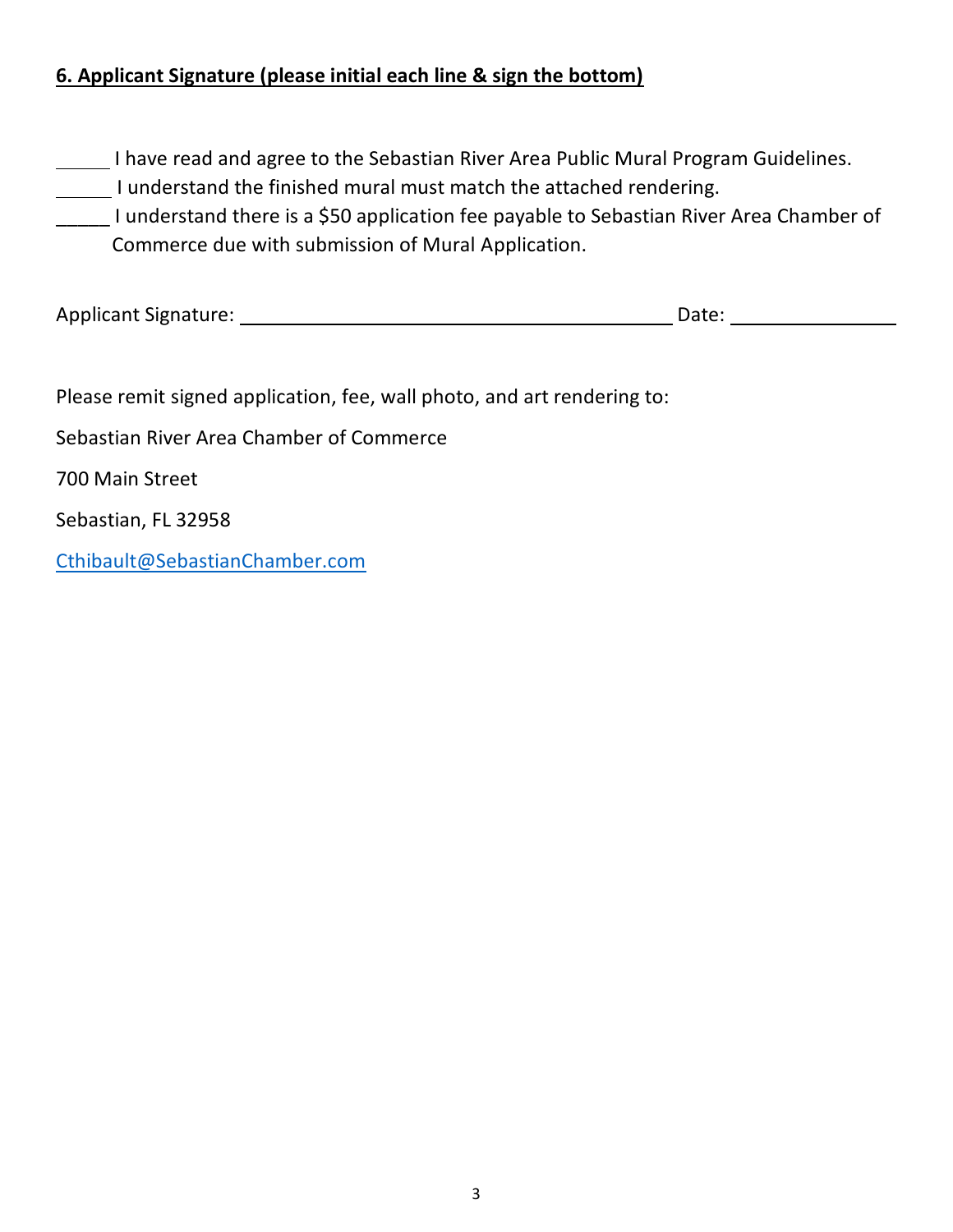## 6. Applicant Signature (please initial each line & sign the bottom)

_____ I have read and agree to the Sebastian River Area Public Mural Program Guidelines.

_____ I understand the finished mural must match the attached rendering.

_____ I understand there is a $50 application fee payable to Sebastian River Area Chamber of Commerce due with submission of Mural Application.

Applicant Signature: ______________________________________ Date: _______________

Please remit signed application, fee, wall photo, and art rendering to:

Sebastian River Area Chamber of Commerce

700 Main Street

Sebastian, FL 32958

Cthibault@SebastianChamber.com